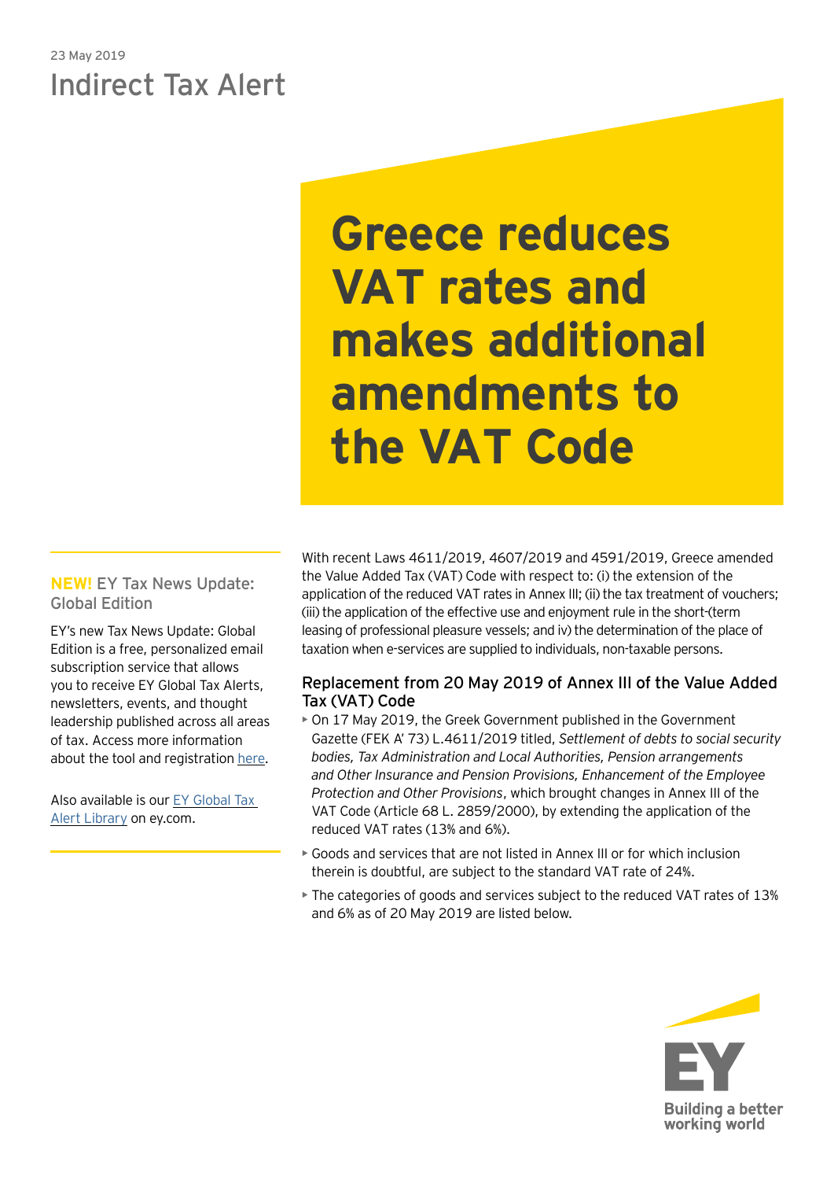23 May 2019

# Indirect Tax Alert

# Greece reduces VAT rates and makes additional amendments to the VAT Code

**NEW!** EY Tax News Update: Global Edition

EY's new Tax News Update: Global Edition is a free, personalized email subscription service that allows you to receive EY Global Tax Alerts, newsletters, events, and thought leadership published across all areas of tax. Access more information about the tool and registration here.

Also available is our EY Global Tax Alert Library on ey.com.

With recent Laws 4611/2019, 4607/2019 and 4591/2019, Greece amended the Value Added Tax (VAT) Code with respect to: (i) the extension of the application of the reduced VAT rates in Annex III; (ii) the tax treatment of vouchers; (iii) the application of the effective use and enjoyment rule in the short-(term leasing of professional pleasure vessels; and iv) the determination of the place of taxation when e-services are supplied to individuals, non-taxable persons.

## Replacement from 20 May 2019 of Annex III of the Value Added Tax (VAT) Code

- On 17 May 2019, the Greek Government published in the Government Gazette (FEK A' 73) L.4611/2019 titled, *Settlement of debts to social security bodies, Tax Administration and Local Authorities, Pension arrangements and Other Insurance and Pension Provisions, Enhancement of the Employee Protection and Other Provisions*, which brought changes in Annex III of the VAT Code (Article 68 L. 2859/2000), by extending the application of the reduced VAT rates (13% and 6%).
- Goods and services that are not listed in Annex III or for which inclusion therein is doubtful, are subject to the standard VAT rate of 24%.
- The categories of goods and services subject to the reduced VAT rates of 13% and 6% as of 20 May 2019 are listed below.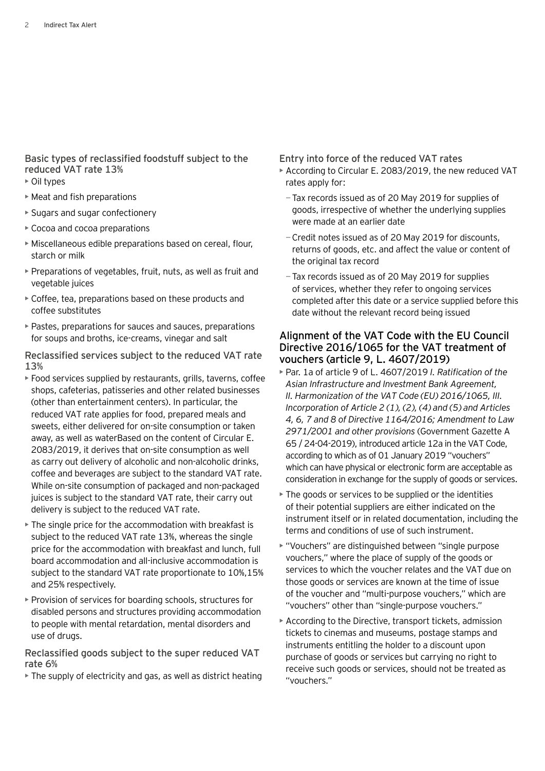### Basic types of reclassified foodstuff subject to the reduced VAT rate 13%

- Oil types
- Meat and fish preparations
- Sugars and sugar confectionery
- Cocoa and cocoa preparations
- Miscellaneous edible preparations based on cereal, flour, starch or milk
- Preparations of vegetables, fruit, nuts, as well as fruit and vegetable juices
- Coffee, tea, preparations based on these products and coffee substitutes
- Pastes, preparations for sauces and sauces, preparations for soups and broths, ice-creams, vinegar and salt

### Reclassified services subject to the reduced VAT rate 13%

- Food services supplied by restaurants, grills, taverns, coffee shops, cafeterias, patisseries and other related businesses (other than entertainment centers). In particular, the reduced VAT rate applies for food, prepared meals and sweets, either delivered for on-site consumption or taken away, as well as waterBased on the content of Circular E. 2083/2019, it derives that on-site consumption as well as carry out delivery of alcoholic and non-alcoholic drinks, coffee and beverages are subject to the standard VAT rate. While on-site consumption of packaged and non-packaged juices is subject to the standard VAT rate, their carry out delivery is subject to the reduced VAT rate.
- The single price for the accommodation with breakfast is subject to the reduced VAT rate 13%, whereas the single price for the accommodation with breakfast and lunch, full board accommodation and all-inclusive accommodation is subject to the standard VAT rate proportionate to 10%,15% and 25% respectively.
- Provision of services for boarding schools, structures for disabled persons and structures providing accommodation to people with mental retardation, mental disorders and use of drugs.

### Reclassified goods subject to the super reduced VAT rate 6%

- The supply of electricity and gas, as well as district heating

### Entry into force of the reduced VAT rates

- According to Circular E. 2083/2019, the new reduced VAT rates apply for:
  - Tax records issued as of 20 May 2019 for supplies of goods, irrespective of whether the underlying supplies were made at an earlier date
  - Credit notes issued as of 20 May 2019 for discounts, returns of goods, etc. and affect the value or content of the original tax record
  - Tax records issued as of 20 May 2019 for supplies of services, whether they refer to ongoing services completed after this date or a service supplied before this date without the relevant record being issued

## Alignment of the VAT Code with the EU Council Directive 2016/1065 for the VAT treatment of vouchers (article 9, L. 4607/2019)

- Par. 1a of article 9 of L. 4607/2019 *I. Ratification of the Asian Infrastructure and Investment Bank Agreement, II. Harmonization of the VAT Code (EU) 2016/1065, III. Incorporation of Article 2 (1), (2), (4) and (5) and Articles 4, 6, 7 and 8 of Directive 1164/2016; Amendment to Law 2971/2001 and other provisions* (Government Gazette A 65 / 24-04-2019), introduced article 12a in the VAT Code, according to which as of 01 January 2019 "vouchers" which can have physical or electronic form are acceptable as consideration in exchange for the supply of goods or services.
- The goods or services to be supplied or the identities of their potential suppliers are either indicated on the instrument itself or in related documentation, including the terms and conditions of use of such instrument.
- "Vouchers" are distinguished between "single purpose vouchers," where the place of supply of the goods or services to which the voucher relates and the VAT due on those goods or services are known at the time of issue of the voucher and "multi-purpose vouchers," which are "vouchers" other than "single-purpose vouchers."
- According to the Directive, transport tickets, admission tickets to cinemas and museums, postage stamps and instruments entitling the holder to a discount upon purchase of goods or services but carrying no right to receive such goods or services, should not be treated as "vouchers."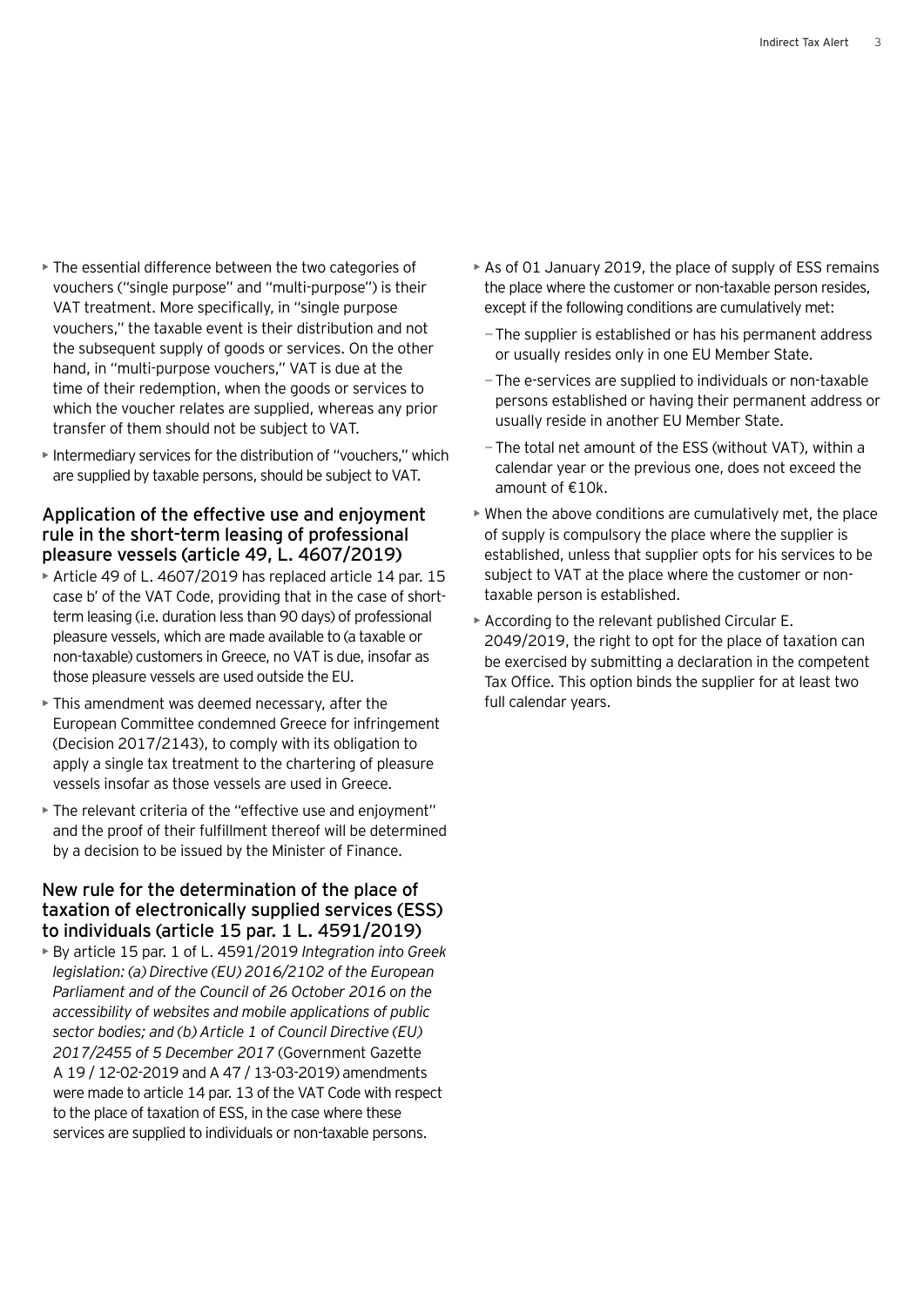- The essential difference between the two categories of vouchers ("single purpose" and "multi-purpose") is their VAT treatment. More specifically, in "single purpose vouchers," the taxable event is their distribution and not the subsequent supply of goods or services. On the other hand, in "multi-purpose vouchers," VAT is due at the time of their redemption, when the goods or services to which the voucher relates are supplied, whereas any prior transfer of them should not be subject to VAT.
- Intermediary services for the distribution of "vouchers," which are supplied by taxable persons, should be subject to VAT.

### Application of the effective use and enjoyment rule in the short-term leasing of professional pleasure vessels (article 49, L. 4607/2019)

- Article 49 of L. 4607/2019 has replaced article 14 par. 15 case b' of the VAT Code, providing that in the case of short-term leasing (i.e. duration less than 90 days) of professional pleasure vessels, which are made available to (a taxable or non-taxable) customers in Greece, no VAT is due, insofar as those pleasure vessels are used outside the EU.
- This amendment was deemed necessary, after the European Committee condemned Greece for infringement (Decision 2017/2143), to comply with its obligation to apply a single tax treatment to the chartering of pleasure vessels insofar as those vessels are used in Greece.
- The relevant criteria of the "effective use and enjoyment" and the proof of their fulfillment thereof will be determined by a decision to be issued by the Minister of Finance.

### New rule for the determination of the place of taxation of electronically supplied services (ESS) to individuals (article 15 par. 1 L. 4591/2019)

- By article 15 par. 1 of L. 4591/2019 *Integration into Greek legislation: (a) Directive (EU) 2016/2102 of the European Parliament and of the Council of 26 October 2016 on the accessibility of websites and mobile applications of public sector bodies; and (b) Article 1 of Council Directive (EU) 2017/2455 of 5 December 2017* (Government Gazette A 19 / 12-02-2019 and A 47 / 13-03-2019) amendments were made to article 14 par. 13 of the VAT Code with respect to the place of taxation of ESS, in the case where these services are supplied to individuals or non-taxable persons.
- As of 01 January 2019, the place of supply of ESS remains the place where the customer or non-taxable person resides, except if the following conditions are cumulatively met:
  - The supplier is established or has his permanent address or usually resides only in one EU Member State.
  - The e-services are supplied to individuals or non-taxable persons established or having their permanent address or usually reside in another EU Member State.
  - The total net amount of the ESS (without VAT), within a calendar year or the previous one, does not exceed the amount of €10k.
- When the above conditions are cumulatively met, the place of supply is compulsory the place where the supplier is established, unless that supplier opts for his services to be subject to VAT at the place where the customer or non-taxable person is established.
- According to the relevant published Circular E. 2049/2019, the right to opt for the place of taxation can be exercised by submitting a declaration in the competent Tax Office. This option binds the supplier for at least two full calendar years.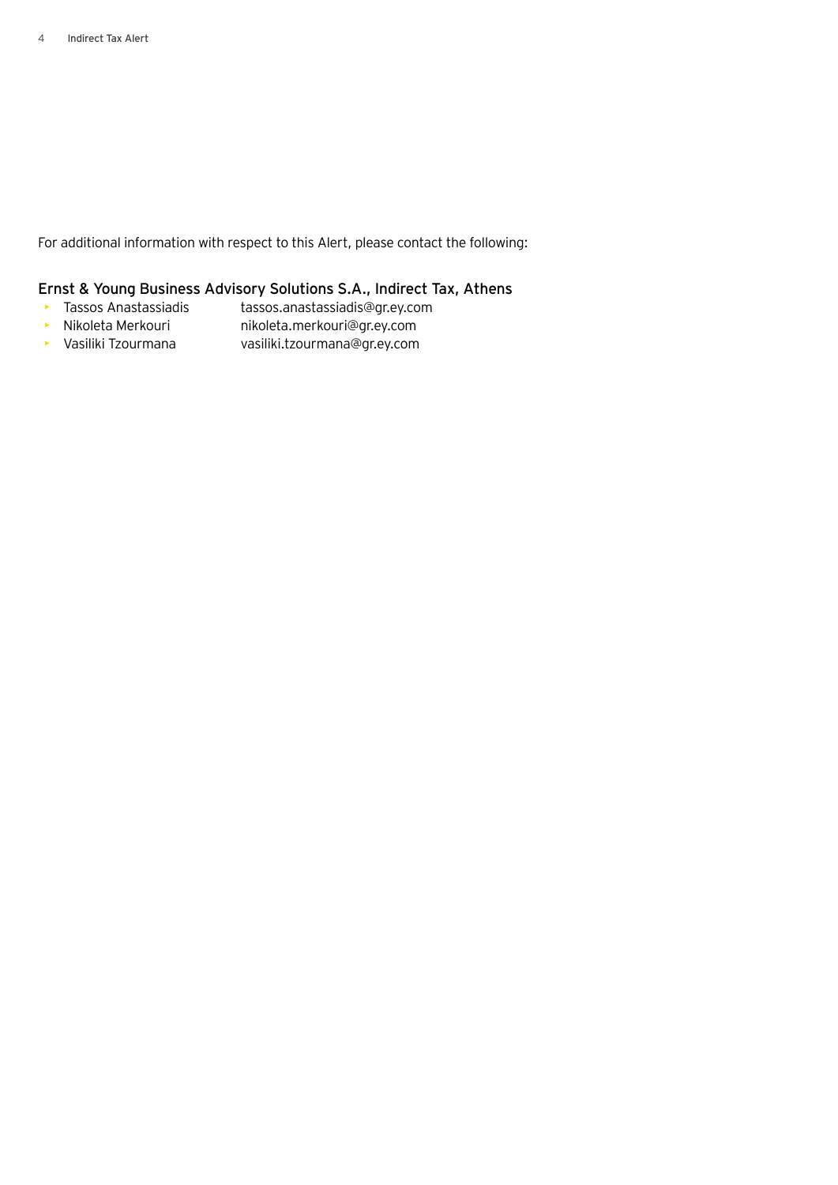For additional information with respect to this Alert, please contact the following:

### Ernst & Young Business Advisory Solutions S.A., Indirect Tax, Athens

- Tassos Anastassiadis tassos.anastassiadis@gr.ey.com
- Nikoleta Merkouri nikoleta.merkouri@gr.ey.com
- Vasiliki Tzourmana vasiliki.tzourmana@gr.ey.com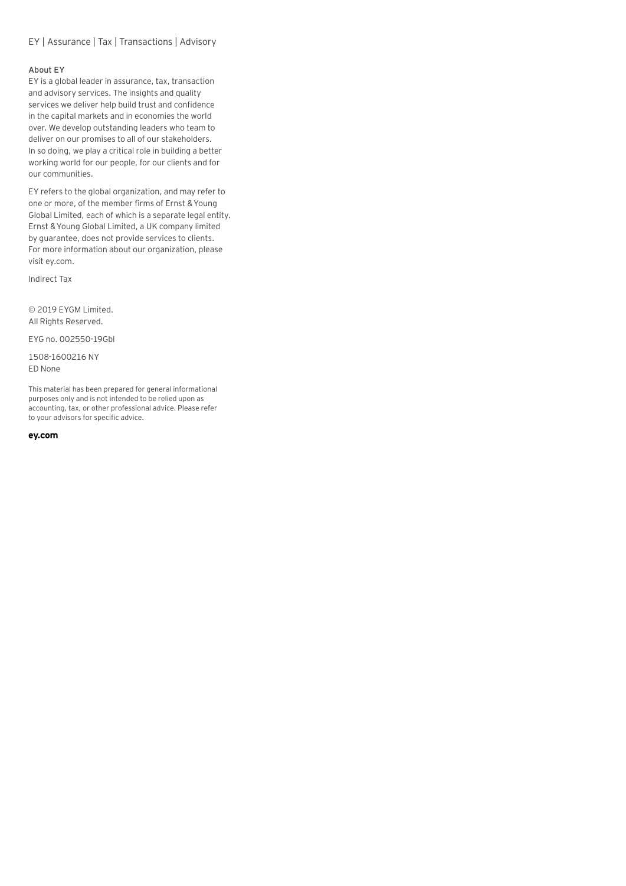EY | Assurance | Tax | Transactions | Advisory

**About EY**

EY is a global leader in assurance, tax, transaction and advisory services. The insights and quality services we deliver help build trust and confidence in the capital markets and in economies the world over. We develop outstanding leaders who team to deliver on our promises to all of our stakeholders. In so doing, we play a critical role in building a better working world for our people, for our clients and for our communities.

EY refers to the global organization, and may refer to one or more, of the member firms of Ernst & Young Global Limited, each of which is a separate legal entity. Ernst & Young Global Limited, a UK company limited by guarantee, does not provide services to clients. For more information about our organization, please visit ey.com.

Indirect Tax

© 2019 EYGM Limited.
All Rights Reserved.

EYG no. 002550-19Gbl

1508-1600216 NY
ED None

This material has been prepared for general informational purposes only and is not intended to be relied upon as accounting, tax, or other professional advice. Please refer to your advisors for specific advice.

**ey.com**